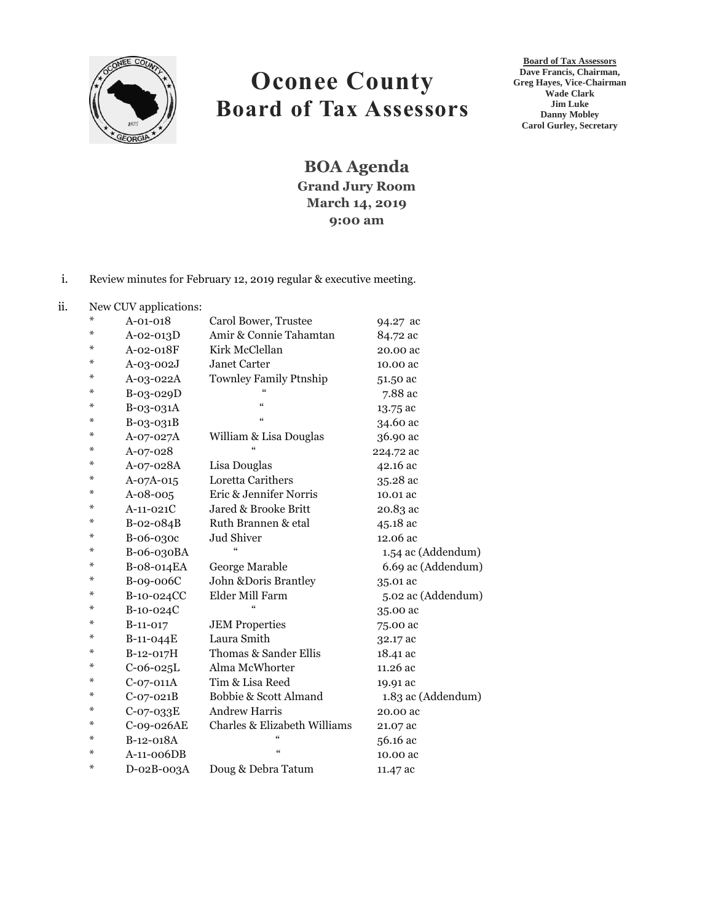# Oconee County
# Board of Tax Assessors

**Board of Tax Assessors**
**Dave Francis, Chairman,**
**Greg Hayes, Vice-Chairman**
**Wade Clark**
**Jim Luke**
**Danny Mobley**
**Carol Gurley, Secretary**

## BOA Agenda
**Grand Jury Room**
**March 14, 2019**
**9:00 am**

i. Review minutes for February 12, 2019 regular & executive meeting.

ii. New CUV applications:

| | | | |
|---|---|---|---|
| * | A-01-018 | Carol Bower, Trustee | 94.27 ac |
| * | A-02-013D | Amir & Connie Tahamtan | 84.72 ac |
| * | A-02-018F | Kirk McClellan | 20.00 ac |
| * | A-03-002J | Janet Carter | 10.00 ac |
| * | A-03-022A | Townley Family Ptnship | 51.50 ac |
| * | B-03-029D | " | 7.88 ac |
| * | B-03-031A | " | 13.75 ac |
| * | B-03-031B | " | 34.60 ac |
| * | A-07-027A | William & Lisa Douglas | 36.90 ac |
| * | A-07-028 | " | 224.72 ac |
| * | A-07-028A | Lisa Douglas | 42.16 ac |
| * | A-07A-015 | Loretta Carithers | 35.28 ac |
| * | A-08-005 | Eric & Jennifer Norris | 10.01 ac |
| * | A-11-021C | Jared & Brooke Britt | 20.83 ac |
| * | B-02-084B | Ruth Brannen & etal | 45.18 ac |
| * | B-06-030c | Jud Shiver | 12.06 ac |
| * | B-06-030BA | " | 1.54 ac (Addendum) |
| * | B-08-014EA | George Marable | 6.69 ac (Addendum) |
| * | B-09-006C | John &Doris Brantley | 35.01 ac |
| * | B-10-024CC | Elder Mill Farm | 5.02 ac (Addendum) |
| * | B-10-024C | " | 35.00 ac |
| * | B-11-017 | JEM Properties | 75.00 ac |
| * | B-11-044E | Laura Smith | 32.17 ac |
| * | B-12-017H | Thomas & Sander Ellis | 18.41 ac |
| * | C-06-025L | Alma McWhorter | 11.26 ac |
| * | C-07-011A | Tim & Lisa Reed | 19.91 ac |
| * | C-07-021B | Bobbie & Scott Almand | 1.83 ac (Addendum) |
| * | C-07-033E | Andrew Harris | 20.00 ac |
| * | C-09-026AE | Charles & Elizabeth Williams | 21.07 ac |
| * | B-12-018A | " | 56.16 ac |
| * | A-11-006DB | " | 10.00 ac |
| * | D-02B-003A | Doug & Debra Tatum | 11.47 ac |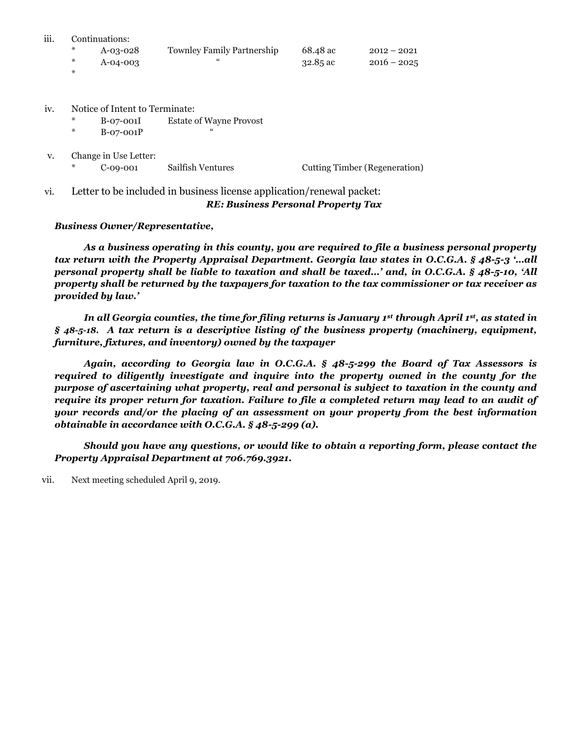iii. Continuations:

| | | | | |
|---|---|---|---|---|
| * | A-03-028 | Townley Family Partnership | 68.48 ac | 2012 – 2021 |
| * | A-04-003 | “ | 32.85 ac | 2016 – 2025 |
| * | | | | |

iv. Notice of Intent to Terminate:

| | | |
|---|---|---|
| * | B-07-001I | Estate of Wayne Provost |
| * | B-07-001P | “ |

v. Change in Use Letter:

| | | | |
|---|---|---|---|
| * | C-09-001 | Sailfish Ventures | Cutting Timber (Regeneration) |

vi. Letter to be included in business license application/renewal packet:

***RE: Business Personal Property Tax***

***Business Owner/Representative,***

***As a business operating in this county, you are required to file a business personal property tax return with the Property Appraisal Department. Georgia law states in O.C.G.A. § 48-5-3 '…all personal property shall be liable to taxation and shall be taxed…' and, in O.C.G.A. § 48-5-10, 'All property shall be returned by the taxpayers for taxation to the tax commissioner or tax receiver as provided by law.'***

***In all Georgia counties, the time for filing returns is January 1st through April 1st, as stated in § 48-5-18. A tax return is a descriptive listing of the business property (machinery, equipment, furniture, fixtures, and inventory) owned by the taxpayer***

***Again, according to Georgia law in O.C.G.A. § 48-5-299 the Board of Tax Assessors is required to diligently investigate and inquire into the property owned in the county for the purpose of ascertaining what property, real and personal is subject to taxation in the county and require its proper return for taxation. Failure to file a completed return may lead to an audit of your records and/or the placing of an assessment on your property from the best information obtainable in accordance with O.C.G.A. § 48-5-299 (a).***

***Should you have any questions, or would like to obtain a reporting form, please contact the Property Appraisal Department at 706.769.3921.***

vii. Next meeting scheduled April 9, 2019.